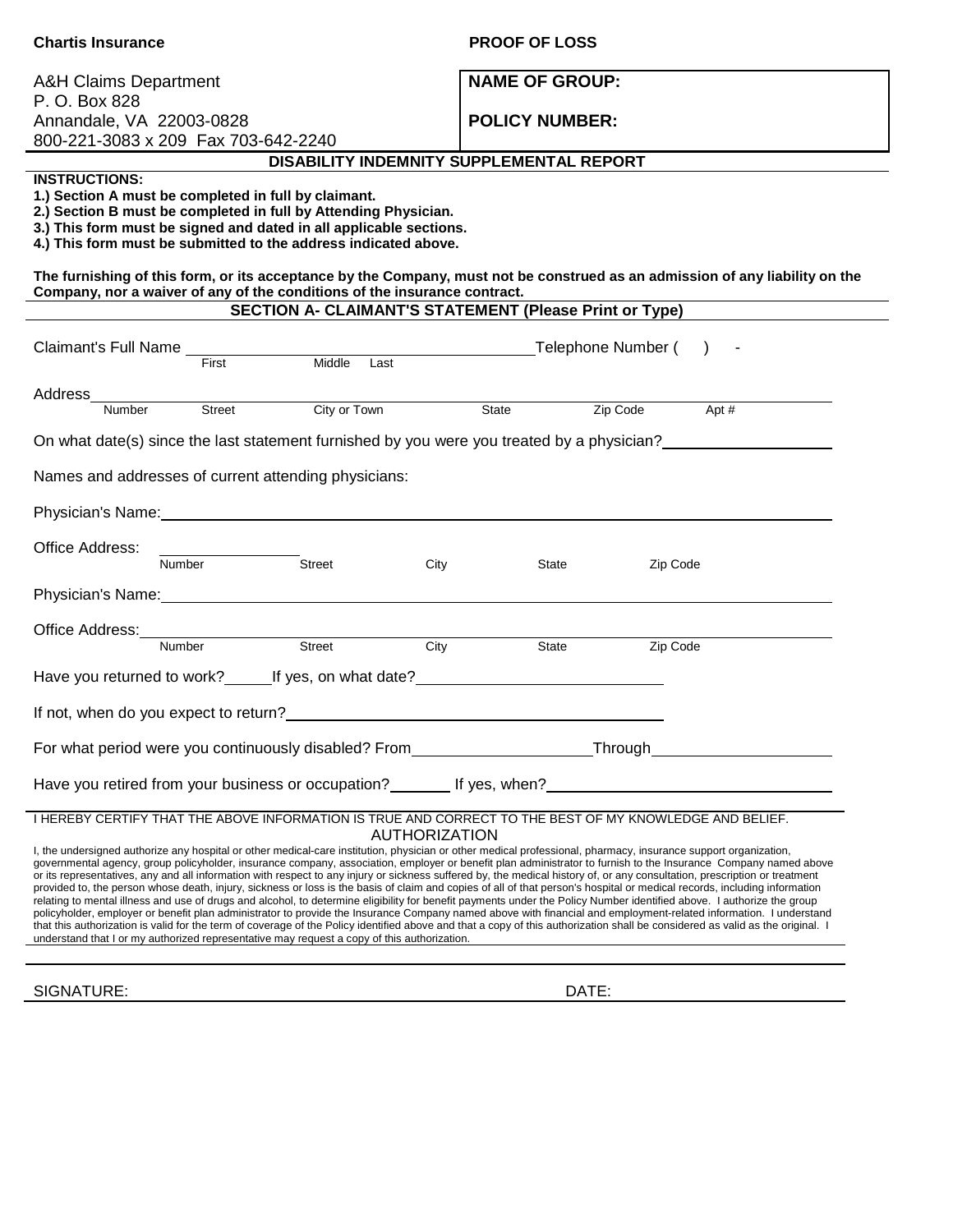**Chartis Insurance**

**PROOF OF LOSS**

A&H Claims Department
P. O. Box 828
Annandale, VA 22003-0828
800-221-3083 x 209 Fax 703-642-2240

**NAME OF GROUP:**

**POLICY NUMBER:**

## DISABILITY INDEMNITY SUPPLEMENTAL REPORT

**INSTRUCTIONS:**

**1.) Section A must be completed in full by claimant.**
**2.) Section B must be completed in full by Attending Physician.**
**3.) This form must be signed and dated in all applicable sections.**
**4.) This form must be submitted to the address indicated above.**

**The furnishing of this form, or its acceptance by the Company, must not be construed as an admission of any liability on the Company, nor a waiver of any of the conditions of the insurance contract.**

## SECTION A- CLAIMANT'S STATEMENT (Please Print or Type)

Claimant's Full Name ______________________________ Telephone Number ( ) -
First Middle Last

Address______________________________________________________________
Number Street City or Town State Zip Code Apt #

On what date(s) since the last statement furnished by you were you treated by a physician?____________

Names and addresses of current attending physicians:

Physician's Name:______________________________________________________

Office Address: ______________________________________________________
Number Street City State Zip Code

Physician's Name:______________________________________________________

Office Address:_______________________________________________________
Number Street City State Zip Code

Have you returned to work?_____ If yes, on what date?__________________________

If not, when do you expect to return?______________________________________

For what period were you continuously disabled? From__________________ Through__________________

Have you retired from your business or occupation?_______ If yes, when?____________________________

I HEREBY CERTIFY THAT THE ABOVE INFORMATION IS TRUE AND CORRECT TO THE BEST OF MY KNOWLEDGE AND BELIEF.

AUTHORIZATION

I, the undersigned authorize any hospital or other medical-care institution, physician or other medical professional, pharmacy, insurance support organization, governmental agency, group policyholder, insurance company, association, employer or benefit plan administrator to furnish to the Insurance Company named above or its representatives, any and all information with respect to any injury or sickness suffered by, the medical history of, or any consultation, prescription or treatment provided to, the person whose death, injury, sickness or loss is the basis of claim and copies of all of that person's hospital or medical records, including information relating to mental illness and use of drugs and alcohol, to determine eligibility for benefit payments under the Policy Number identified above. I authorize the group policyholder, employer or benefit plan administrator to provide the Insurance Company named above with financial and employment-related information. I understand that this authorization is valid for the term of coverage of the Policy identified above and that a copy of this authorization shall be considered as valid as the original. I understand that I or my authorized representative may request a copy of this authorization.

SIGNATURE: ______________________________ DATE: ______________________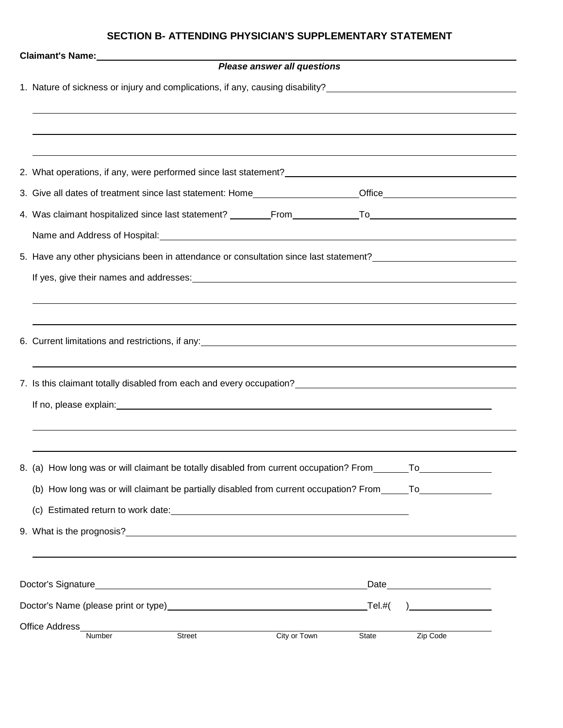## SECTION B- ATTENDING PHYSICIAN'S SUPPLEMENTARY STATEMENT

**Claimant's Name:** ______________________________________________

***Please answer all questions***

1. Nature of sickness or injury and complications, if any, causing disability? ______________________________________________

______________________________________________

______________________________________________

______________________________________________

2. What operations, if any, were performed since last statement? ______________________________________________

3. Give all dates of treatment since last statement: Home ____________________ Office ____________________

4. Was claimant hospitalized since last statement? ________ From ____________ To ____________

   Name and Address of Hospital: ______________________________________________

5. Have any other physicians been in attendance or consultation since last statement? ____________________

   If yes, give their names and addresses: ______________________________________________

______________________________________________

______________________________________________

6. Current limitations and restrictions, if any: ______________________________________________

______________________________________________

7. Is this claimant totally disabled from each and every occupation? ______________________________________________

   If no, please explain: ______________________________________________

______________________________________________

______________________________________________

8. (a) How long was or will claimant be totally disabled from current occupation? From ________ To ____________

   (b) How long was or will claimant be partially disabled from current occupation? From ________ To ____________

   (c) Estimated return to work date: ______________________________________________

9. What is the prognosis? ______________________________________________

______________________________________________

Doctor's Signature ______________________________________________ Date ____________________

Doctor's Name (please print or type) ______________________________________________ Tel.#( ) ____________________

Office Address ______________________________________________

Number Street City or Town State Zip Code